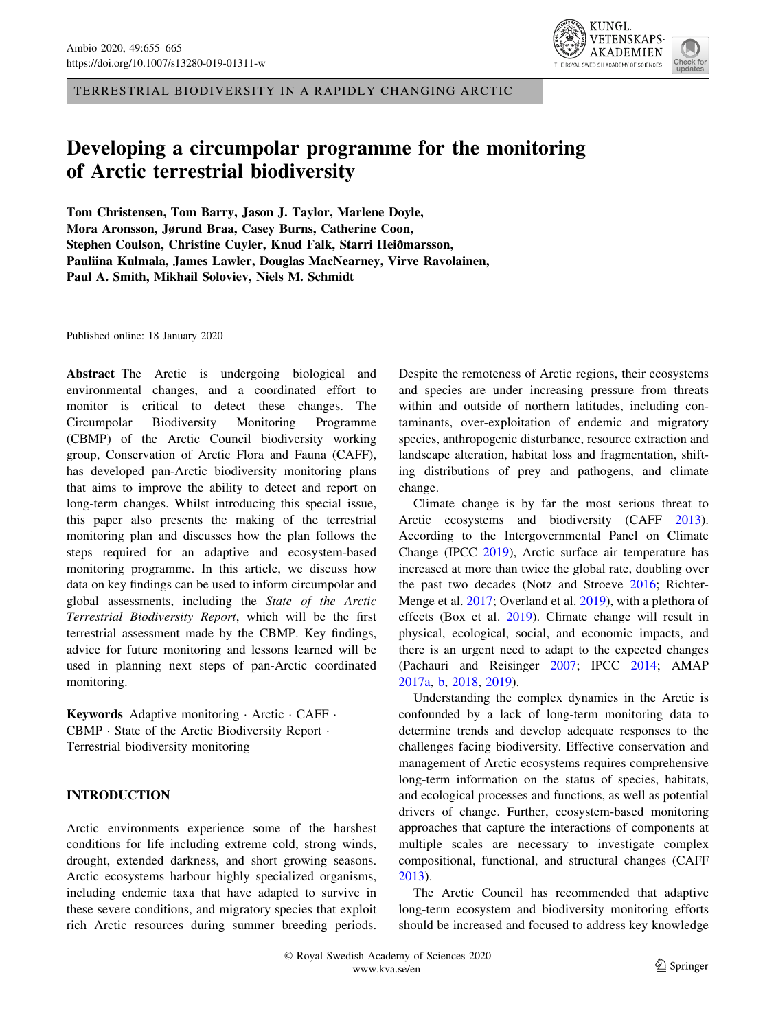TERRESTRIAL BIODIVERSITY IN A RAPIDLY CHANGING ARCTIC

# Developing a circumpolar programme for the monitoring of Arctic terrestrial biodiversity

**Tom Christensen, Tom Barry, Jason J. Taylor, Marlene Doyle, Mora Aronsson, Jørund Braa, Casey Burns, Catherine Coon, Stephen Coulson, Christine Cuyler, Knud Falk, Starri Heiðmarsson, Pauliina Kulmala, James Lawler, Douglas MacNearney, Virve Ravolainen, Paul A. Smith, Mikhail Soloviev, Niels M. Schmidt**

Published online: 18 January 2020

**Abstract** The Arctic is undergoing biological and environmental changes, and a coordinated effort to monitor is critical to detect these changes. The Circumpolar Biodiversity Monitoring Programme (CBMP) of the Arctic Council biodiversity working group, Conservation of Arctic Flora and Fauna (CAFF), has developed pan-Arctic biodiversity monitoring plans that aims to improve the ability to detect and report on long-term changes. Whilst introducing this special issue, this paper also presents the making of the terrestrial monitoring plan and discusses how the plan follows the steps required for an adaptive and ecosystem-based monitoring programme. In this article, we discuss how data on key findings can be used to inform circumpolar and global assessments, including the *State of the Arctic Terrestrial Biodiversity Report*, which will be the first terrestrial assessment made by the CBMP. Key findings, advice for future monitoring and lessons learned will be used in planning next steps of pan-Arctic coordinated monitoring.

**Keywords** Adaptive monitoring · Arctic · CAFF · CBMP · State of the Arctic Biodiversity Report · Terrestrial biodiversity monitoring

## INTRODUCTION

Arctic environments experience some of the harshest conditions for life including extreme cold, strong winds, drought, extended darkness, and short growing seasons. Arctic ecosystems harbour highly specialized organisms, including endemic taxa that have adapted to survive in these severe conditions, and migratory species that exploit rich Arctic resources during summer breeding periods. Despite the remoteness of Arctic regions, their ecosystems and species are under increasing pressure from threats within and outside of northern latitudes, including contaminants, over-exploitation of endemic and migratory species, anthropogenic disturbance, resource extraction and landscape alteration, habitat loss and fragmentation, shifting distributions of prey and pathogens, and climate change.

Climate change is by far the most serious threat to Arctic ecosystems and biodiversity (CAFF 2013). According to the Intergovernmental Panel on Climate Change (IPCC 2019), Arctic surface air temperature has increased at more than twice the global rate, doubling over the past two decades (Notz and Stroeve 2016; Richter-Menge et al. 2017; Overland et al. 2019), with a plethora of effects (Box et al. 2019). Climate change will result in physical, ecological, social, and economic impacts, and there is an urgent need to adapt to the expected changes (Pachauri and Reisinger 2007; IPCC 2014; AMAP 2017a, b, 2018, 2019).

Understanding the complex dynamics in the Arctic is confounded by a lack of long-term monitoring data to determine trends and develop adequate responses to the challenges facing biodiversity. Effective conservation and management of Arctic ecosystems requires comprehensive long-term information on the status of species, habitats, and ecological processes and functions, as well as potential drivers of change. Further, ecosystem-based monitoring approaches that capture the interactions of components at multiple scales are necessary to investigate complex compositional, functional, and structural changes (CAFF 2013).

The Arctic Council has recommended that adaptive long-term ecosystem and biodiversity monitoring efforts should be increased and focused to address key knowledge

© Royal Swedish Academy of Sciences 2020
www.kva.se/en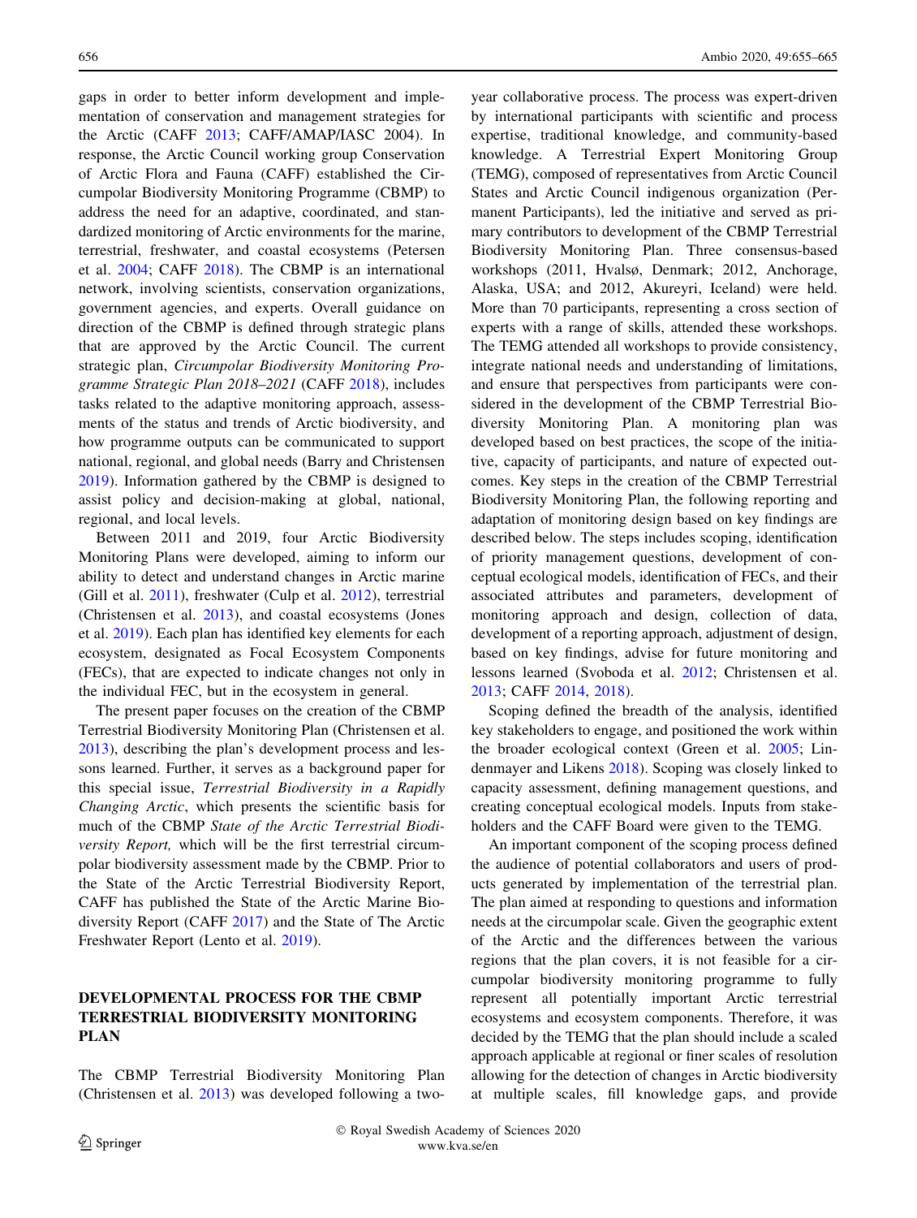gaps in order to better inform development and implementation of conservation and management strategies for the Arctic (CAFF 2013; CAFF/AMAP/IASC 2004). In response, the Arctic Council working group Conservation of Arctic Flora and Fauna (CAFF) established the Circumpolar Biodiversity Monitoring Programme (CBMP) to address the need for an adaptive, coordinated, and standardized monitoring of Arctic environments for the marine, terrestrial, freshwater, and coastal ecosystems (Petersen et al. 2004; CAFF 2018). The CBMP is an international network, involving scientists, conservation organizations, government agencies, and experts. Overall guidance on direction of the CBMP is defined through strategic plans that are approved by the Arctic Council. The current strategic plan, *Circumpolar Biodiversity Monitoring Programme Strategic Plan 2018–2021* (CAFF 2018), includes tasks related to the adaptive monitoring approach, assessments of the status and trends of Arctic biodiversity, and how programme outputs can be communicated to support national, regional, and global needs (Barry and Christensen 2019). Information gathered by the CBMP is designed to assist policy and decision-making at global, national, regional, and local levels.

Between 2011 and 2019, four Arctic Biodiversity Monitoring Plans were developed, aiming to inform our ability to detect and understand changes in Arctic marine (Gill et al. 2011), freshwater (Culp et al. 2012), terrestrial (Christensen et al. 2013), and coastal ecosystems (Jones et al. 2019). Each plan has identified key elements for each ecosystem, designated as Focal Ecosystem Components (FECs), that are expected to indicate changes not only in the individual FEC, but in the ecosystem in general.

The present paper focuses on the creation of the CBMP Terrestrial Biodiversity Monitoring Plan (Christensen et al. 2013), describing the plan's development process and lessons learned. Further, it serves as a background paper for this special issue, *Terrestrial Biodiversity in a Rapidly Changing Arctic*, which presents the scientific basis for much of the CBMP *State of the Arctic Terrestrial Biodiversity Report,* which will be the first terrestrial circumpolar biodiversity assessment made by the CBMP. Prior to the State of the Arctic Terrestrial Biodiversity Report, CAFF has published the State of the Arctic Marine Biodiversity Report (CAFF 2017) and the State of The Arctic Freshwater Report (Lento et al. 2019).

## DEVELOPMENTAL PROCESS FOR THE CBMP TERRESTRIAL BIODIVERSITY MONITORING PLAN

The CBMP Terrestrial Biodiversity Monitoring Plan (Christensen et al. 2013) was developed following a two-year collaborative process. The process was expert-driven by international participants with scientific and process expertise, traditional knowledge, and community-based knowledge. A Terrestrial Expert Monitoring Group (TEMG), composed of representatives from Arctic Council States and Arctic Council indigenous organization (Permanent Participants), led the initiative and served as primary contributors to development of the CBMP Terrestrial Biodiversity Monitoring Plan. Three consensus-based workshops (2011, Hvalsø, Denmark; 2012, Anchorage, Alaska, USA; and 2012, Akureyri, Iceland) were held. More than 70 participants, representing a cross section of experts with a range of skills, attended these workshops. The TEMG attended all workshops to provide consistency, integrate national needs and understanding of limitations, and ensure that perspectives from participants were considered in the development of the CBMP Terrestrial Biodiversity Monitoring Plan. A monitoring plan was developed based on best practices, the scope of the initiative, capacity of participants, and nature of expected outcomes. Key steps in the creation of the CBMP Terrestrial Biodiversity Monitoring Plan, the following reporting and adaptation of monitoring design based on key findings are described below. The steps includes scoping, identification of priority management questions, development of conceptual ecological models, identification of FECs, and their associated attributes and parameters, development of monitoring approach and design, collection of data, development of a reporting approach, adjustment of design, based on key findings, advise for future monitoring and lessons learned (Svoboda et al. 2012; Christensen et al. 2013; CAFF 2014, 2018).

Scoping defined the breadth of the analysis, identified key stakeholders to engage, and positioned the work within the broader ecological context (Green et al. 2005; Lindenmayer and Likens 2018). Scoping was closely linked to capacity assessment, defining management questions, and creating conceptual ecological models. Inputs from stakeholders and the CAFF Board were given to the TEMG.

An important component of the scoping process defined the audience of potential collaborators and users of products generated by implementation of the terrestrial plan. The plan aimed at responding to questions and information needs at the circumpolar scale. Given the geographic extent of the Arctic and the differences between the various regions that the plan covers, it is not feasible for a circumpolar biodiversity monitoring programme to fully represent all potentially important Arctic terrestrial ecosystems and ecosystem components. Therefore, it was decided by the TEMG that the plan should include a scaled approach applicable at regional or finer scales of resolution allowing for the detection of changes in Arctic biodiversity at multiple scales, fill knowledge gaps, and provide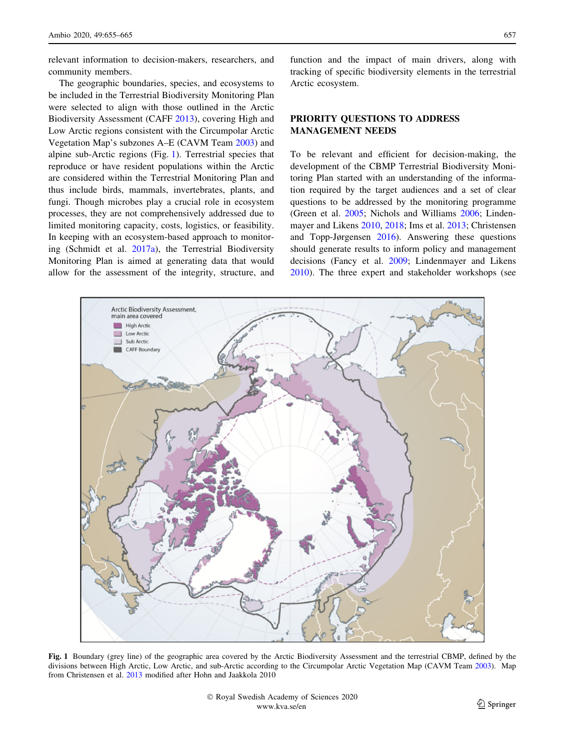relevant information to decision-makers, researchers, and community members.

The geographic boundaries, species, and ecosystems to be included in the Terrestrial Biodiversity Monitoring Plan were selected to align with those outlined in the Arctic Biodiversity Assessment (CAFF 2013), covering High and Low Arctic regions consistent with the Circumpolar Arctic Vegetation Map's subzones A–E (CAVM Team 2003) and alpine sub-Arctic regions (Fig. 1). Terrestrial species that reproduce or have resident populations within the Arctic are considered within the Terrestrial Monitoring Plan and thus include birds, mammals, invertebrates, plants, and fungi. Though microbes play a crucial role in ecosystem processes, they are not comprehensively addressed due to limited monitoring capacity, costs, logistics, or feasibility. In keeping with an ecosystem-based approach to monitoring (Schmidt et al. 2017a), the Terrestrial Biodiversity Monitoring Plan is aimed at generating data that would allow for the assessment of the integrity, structure, and function and the impact of main drivers, along with tracking of specific biodiversity elements in the terrestrial Arctic ecosystem.

## PRIORITY QUESTIONS TO ADDRESS MANAGEMENT NEEDS

To be relevant and efficient for decision-making, the development of the CBMP Terrestrial Biodiversity Monitoring Plan started with an understanding of the information required by the target audiences and a set of clear questions to be addressed by the monitoring programme (Green et al. 2005; Nichols and Williams 2006; Lindenmayer and Likens 2010, 2018; Ims et al. 2013; Christensen and Topp-Jørgensen 2016). Answering these questions should generate results to inform policy and management decisions (Fancy et al. 2009; Lindenmayer and Likens 2010). The three expert and stakeholder workshops (see

**Fig. 1** Boundary (grey line) of the geographic area covered by the Arctic Biodiversity Assessment and the terrestrial CBMP, defined by the divisions between High Arctic, Low Arctic, and sub-Arctic according to the Circumpolar Arctic Vegetation Map (CAVM Team 2003). Map from Christensen et al. 2013 modified after Hohn and Jaakkola 2010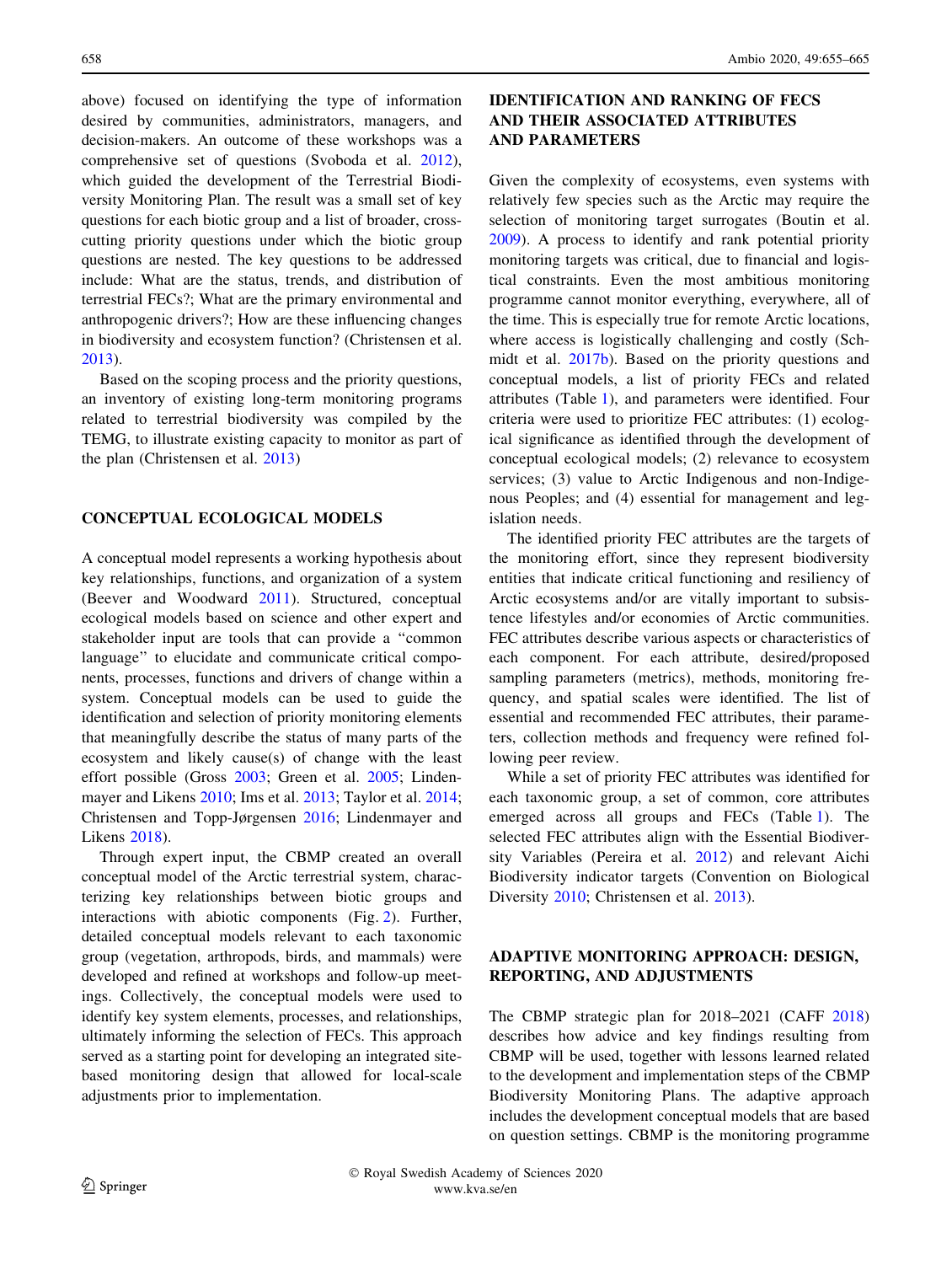above) focused on identifying the type of information desired by communities, administrators, managers, and decision-makers. An outcome of these workshops was a comprehensive set of questions (Svoboda et al. 2012), which guided the development of the Terrestrial Biodiversity Monitoring Plan. The result was a small set of key questions for each biotic group and a list of broader, cross-cutting priority questions under which the biotic group questions are nested. The key questions to be addressed include: What are the status, trends, and distribution of terrestrial FECs?; What are the primary environmental and anthropogenic drivers?; How are these influencing changes in biodiversity and ecosystem function? (Christensen et al. 2013).

Based on the scoping process and the priority questions, an inventory of existing long-term monitoring programs related to terrestrial biodiversity was compiled by the TEMG, to illustrate existing capacity to monitor as part of the plan (Christensen et al. 2013)

## CONCEPTUAL ECOLOGICAL MODELS

A conceptual model represents a working hypothesis about key relationships, functions, and organization of a system (Beever and Woodward 2011). Structured, conceptual ecological models based on science and other expert and stakeholder input are tools that can provide a "common language" to elucidate and communicate critical components, processes, functions and drivers of change within a system. Conceptual models can be used to guide the identification and selection of priority monitoring elements that meaningfully describe the status of many parts of the ecosystem and likely cause(s) of change with the least effort possible (Gross 2003; Green et al. 2005; Lindenmayer and Likens 2010; Ims et al. 2013; Taylor et al. 2014; Christensen and Topp-Jørgensen 2016; Lindenmayer and Likens 2018).

Through expert input, the CBMP created an overall conceptual model of the Arctic terrestrial system, characterizing key relationships between biotic groups and interactions with abiotic components (Fig. 2). Further, detailed conceptual models relevant to each taxonomic group (vegetation, arthropods, birds, and mammals) were developed and refined at workshops and follow-up meetings. Collectively, the conceptual models were used to identify key system elements, processes, and relationships, ultimately informing the selection of FECs. This approach served as a starting point for developing an integrated site-based monitoring design that allowed for local-scale adjustments prior to implementation.

## IDENTIFICATION AND RANKING OF FECS AND THEIR ASSOCIATED ATTRIBUTES AND PARAMETERS

Given the complexity of ecosystems, even systems with relatively few species such as the Arctic may require the selection of monitoring target surrogates (Boutin et al. 2009). A process to identify and rank potential priority monitoring targets was critical, due to financial and logistical constraints. Even the most ambitious monitoring programme cannot monitor everything, everywhere, all of the time. This is especially true for remote Arctic locations, where access is logistically challenging and costly (Schmidt et al. 2017b). Based on the priority questions and conceptual models, a list of priority FECs and related attributes (Table 1), and parameters were identified. Four criteria were used to prioritize FEC attributes: (1) ecological significance as identified through the development of conceptual ecological models; (2) relevance to ecosystem services; (3) value to Arctic Indigenous and non-Indigenous Peoples; and (4) essential for management and legislation needs.

The identified priority FEC attributes are the targets of the monitoring effort, since they represent biodiversity entities that indicate critical functioning and resiliency of Arctic ecosystems and/or are vitally important to subsistence lifestyles and/or economies of Arctic communities. FEC attributes describe various aspects or characteristics of each component. For each attribute, desired/proposed sampling parameters (metrics), methods, monitoring frequency, and spatial scales were identified. The list of essential and recommended FEC attributes, their parameters, collection methods and frequency were refined following peer review.

While a set of priority FEC attributes was identified for each taxonomic group, a set of common, core attributes emerged across all groups and FECs (Table 1). The selected FEC attributes align with the Essential Biodiversity Variables (Pereira et al. 2012) and relevant Aichi Biodiversity indicator targets (Convention on Biological Diversity 2010; Christensen et al. 2013).

## ADAPTIVE MONITORING APPROACH: DESIGN, REPORTING, AND ADJUSTMENTS

The CBMP strategic plan for 2018–2021 (CAFF 2018) describes how advice and key findings resulting from CBMP will be used, together with lessons learned related to the development and implementation steps of the CBMP Biodiversity Monitoring Plans. The adaptive approach includes the development conceptual models that are based on question settings. CBMP is the monitoring programme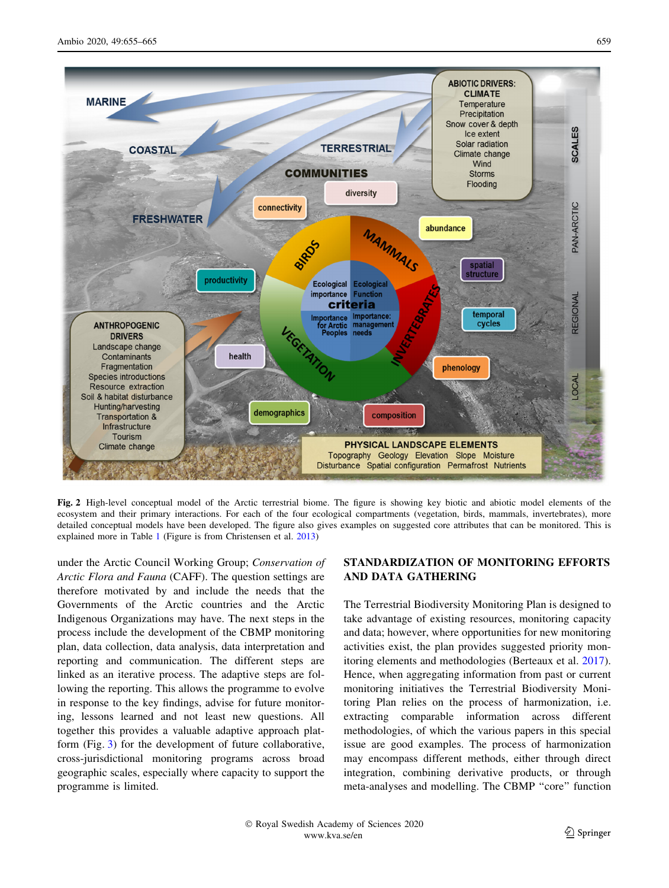Fig. 2 High-level conceptual model of the Arctic terrestrial biome. The figure is showing key biotic and abiotic model elements of the ecosystem and their primary interactions. For each of the four ecological compartments (vegetation, birds, mammals, invertebrates), more detailed conceptual models have been developed. The figure also gives examples on suggested core attributes that can be monitored. This is explained more in Table 1 (Figure is from Christensen et al. 2013)

under the Arctic Council Working Group; *Conservation of Arctic Flora and Fauna* (CAFF). The question settings are therefore motivated by and include the needs that the Governments of the Arctic countries and the Arctic Indigenous Organizations may have. The next steps in the process include the development of the CBMP monitoring plan, data collection, data analysis, data interpretation and reporting and communication. The different steps are linked as an iterative process. The adaptive steps are following the reporting. This allows the programme to evolve in response to the key findings, advise for future monitoring, lessons learned and not least new questions. All together this provides a valuable adaptive approach platform (Fig. 3) for the development of future collaborative, cross-jurisdictional monitoring programs across broad geographic scales, especially where capacity to support the programme is limited.

## STANDARDIZATION OF MONITORING EFFORTS AND DATA GATHERING

The Terrestrial Biodiversity Monitoring Plan is designed to take advantage of existing resources, monitoring capacity and data; however, where opportunities for new monitoring activities exist, the plan provides suggested priority monitoring elements and methodologies (Berteaux et al. 2017). Hence, when aggregating information from past or current monitoring initiatives the Terrestrial Biodiversity Monitoring Plan relies on the process of harmonization, i.e. extracting comparable information across different methodologies, of which the various papers in this special issue are good examples. The process of harmonization may encompass different methods, either through direct integration, combining derivative products, or through meta-analyses and modelling. The CBMP "core" function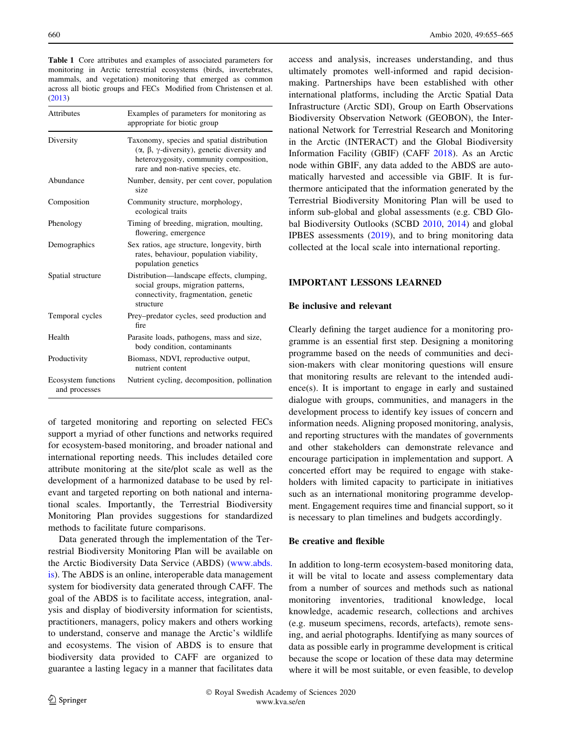**Table 1** Core attributes and examples of associated parameters for monitoring in Arctic terrestrial ecosystems (birds, invertebrates, mammals, and vegetation) monitoring that emerged as common across all biotic groups and FECs Modified from Christensen et al. (2013)

| Attributes | Examples of parameters for monitoring as appropriate for biotic group |
|---|---|
| Diversity | Taxonomy, species and spatial distribution ($\alpha$, $\beta$, $\gamma$-diversity), genetic diversity and heterozygosity, community composition, rare and non-native species, etc. |
| Abundance | Number, density, per cent cover, population size |
| Composition | Community structure, morphology, ecological traits |
| Phenology | Timing of breeding, migration, moulting, flowering, emergence |
| Demographics | Sex ratios, age structure, longevity, birth rates, behaviour, population viability, population genetics |
| Spatial structure | Distribution—landscape effects, clumping, social groups, migration patterns, connectivity, fragmentation, genetic structure |
| Temporal cycles | Prey–predator cycles, seed production and fire |
| Health | Parasite loads, pathogens, mass and size, body condition, contaminants |
| Productivity | Biomass, NDVI, reproductive output, nutrient content |
| Ecosystem functions and processes | Nutrient cycling, decomposition, pollination |

of targeted monitoring and reporting on selected FECs support a myriad of other functions and networks required for ecosystem-based monitoring, and broader national and international reporting needs. This includes detailed core attribute monitoring at the site/plot scale as well as the development of a harmonized database to be used by relevant and targeted reporting on both national and international scales. Importantly, the Terrestrial Biodiversity Monitoring Plan provides suggestions for standardized methods to facilitate future comparisons.

Data generated through the implementation of the Terrestrial Biodiversity Monitoring Plan will be available on the Arctic Biodiversity Data Service (ABDS) (www.abds.is). The ABDS is an online, interoperable data management system for biodiversity data generated through CAFF. The goal of the ABDS is to facilitate access, integration, analysis and display of biodiversity information for scientists, practitioners, managers, policy makers and others working to understand, conserve and manage the Arctic's wildlife and ecosystems. The vision of ABDS is to ensure that biodiversity data provided to CAFF are organized to guarantee a lasting legacy in a manner that facilitates data access and analysis, increases understanding, and thus ultimately promotes well-informed and rapid decision-making. Partnerships have been established with other international platforms, including the Arctic Spatial Data Infrastructure (Arctic SDI), Group on Earth Observations Biodiversity Observation Network (GEOBON), the International Network for Terrestrial Research and Monitoring in the Arctic (INTERACT) and the Global Biodiversity Information Facility (GBIF) (CAFF 2018). As an Arctic node within GBIF, any data added to the ABDS are automatically harvested and accessible via GBIF. It is furthermore anticipated that the information generated by the Terrestrial Biodiversity Monitoring Plan will be used to inform sub-global and global assessments (e.g. CBD Global Biodiversity Outlooks (SCBD 2010, 2014) and global IPBES assessments (2019), and to bring monitoring data collected at the local scale into international reporting.

## IMPORTANT LESSONS LEARNED

### Be inclusive and relevant

Clearly defining the target audience for a monitoring programme is an essential first step. Designing a monitoring programme based on the needs of communities and decision-makers with clear monitoring questions will ensure that monitoring results are relevant to the intended audience(s). It is important to engage in early and sustained dialogue with groups, communities, and managers in the development process to identify key issues of concern and information needs. Aligning proposed monitoring, analysis, and reporting structures with the mandates of governments and other stakeholders can demonstrate relevance and encourage participation in implementation and support. A concerted effort may be required to engage with stakeholders with limited capacity to participate in initiatives such as an international monitoring programme development. Engagement requires time and financial support, so it is necessary to plan timelines and budgets accordingly.

### Be creative and flexible

In addition to long-term ecosystem-based monitoring data, it will be vital to locate and assess complementary data from a number of sources and methods such as national monitoring inventories, traditional knowledge, local knowledge, academic research, collections and archives (e.g. museum specimens, records, artefacts), remote sensing, and aerial photographs. Identifying as many sources of data as possible early in programme development is critical because the scope or location of these data may determine where it will be most suitable, or even feasible, to develop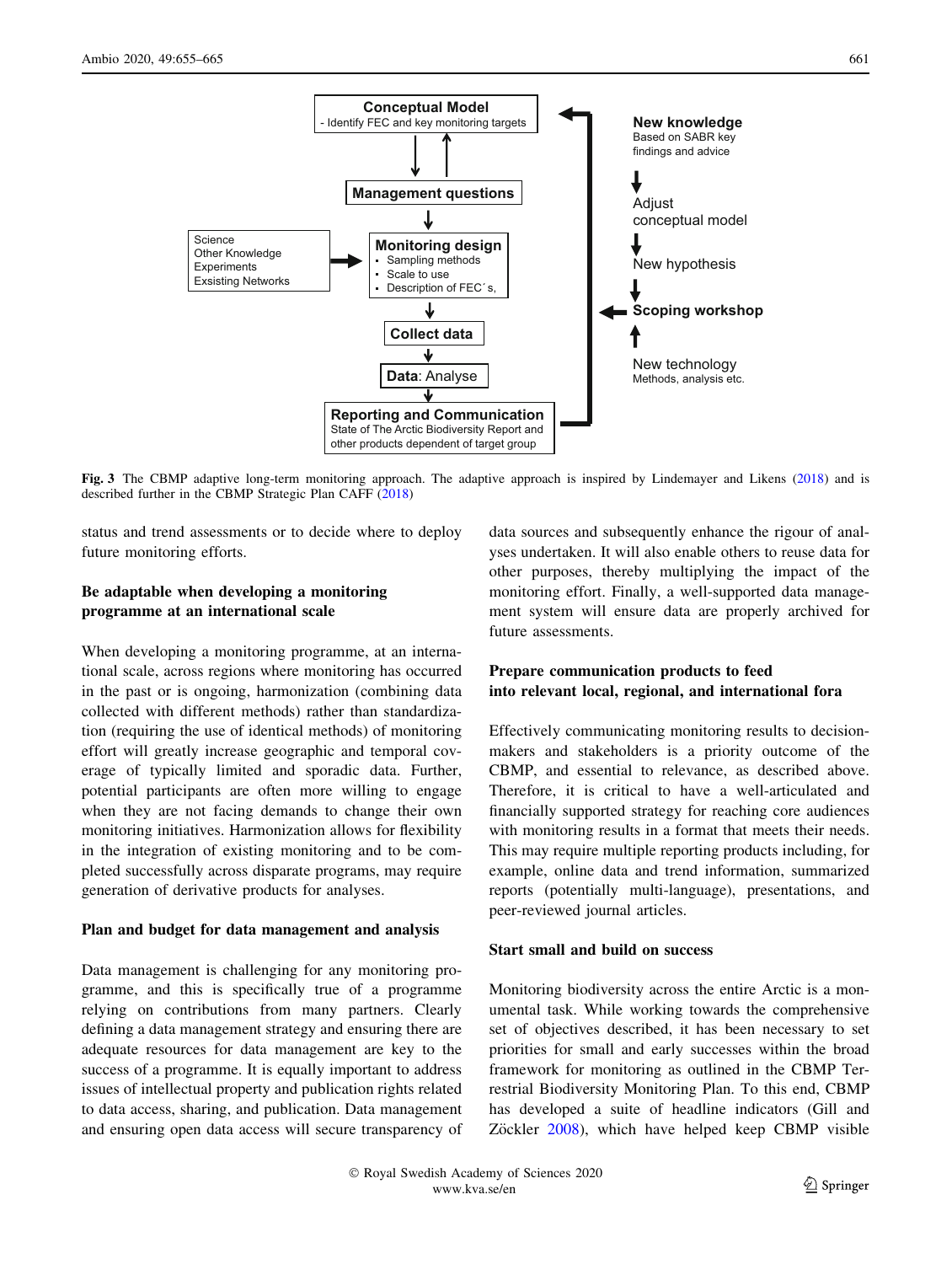**Fig. 3** The CBMP adaptive long-term monitoring approach. The adaptive approach is inspired by Lindemayer and Likens (2018) and is described further in the CBMP Strategic Plan CAFF (2018)

status and trend assessments or to decide where to deploy future monitoring efforts.

### Be adaptable when developing a monitoring programme at an international scale

When developing a monitoring programme, at an international scale, across regions where monitoring has occurred in the past or is ongoing, harmonization (combining data collected with different methods) rather than standardization (requiring the use of identical methods) of monitoring effort will greatly increase geographic and temporal coverage of typically limited and sporadic data. Further, potential participants are often more willing to engage when they are not facing demands to change their own monitoring initiatives. Harmonization allows for flexibility in the integration of existing monitoring and to be completed successfully across disparate programs, may require generation of derivative products for analyses.

### Plan and budget for data management and analysis

Data management is challenging for any monitoring programme, and this is specifically true of a programme relying on contributions from many partners. Clearly defining a data management strategy and ensuring there are adequate resources for data management are key to the success of a programme. It is equally important to address issues of intellectual property and publication rights related to data access, sharing, and publication. Data management and ensuring open data access will secure transparency of data sources and subsequently enhance the rigour of analyses undertaken. It will also enable others to reuse data for other purposes, thereby multiplying the impact of the monitoring effort. Finally, a well-supported data management system will ensure data are properly archived for future assessments.

### Prepare communication products to feed into relevant local, regional, and international fora

Effectively communicating monitoring results to decision-makers and stakeholders is a priority outcome of the CBMP, and essential to relevance, as described above. Therefore, it is critical to have a well-articulated and financially supported strategy for reaching core audiences with monitoring results in a format that meets their needs. This may require multiple reporting products including, for example, online data and trend information, summarized reports (potentially multi-language), presentations, and peer-reviewed journal articles.

### Start small and build on success

Monitoring biodiversity across the entire Arctic is a monumental task. While working towards the comprehensive set of objectives described, it has been necessary to set priorities for small and early successes within the broad framework for monitoring as outlined in the CBMP Terrestrial Biodiversity Monitoring Plan. To this end, CBMP has developed a suite of headline indicators (Gill and Zöckler 2008), which have helped keep CBMP visible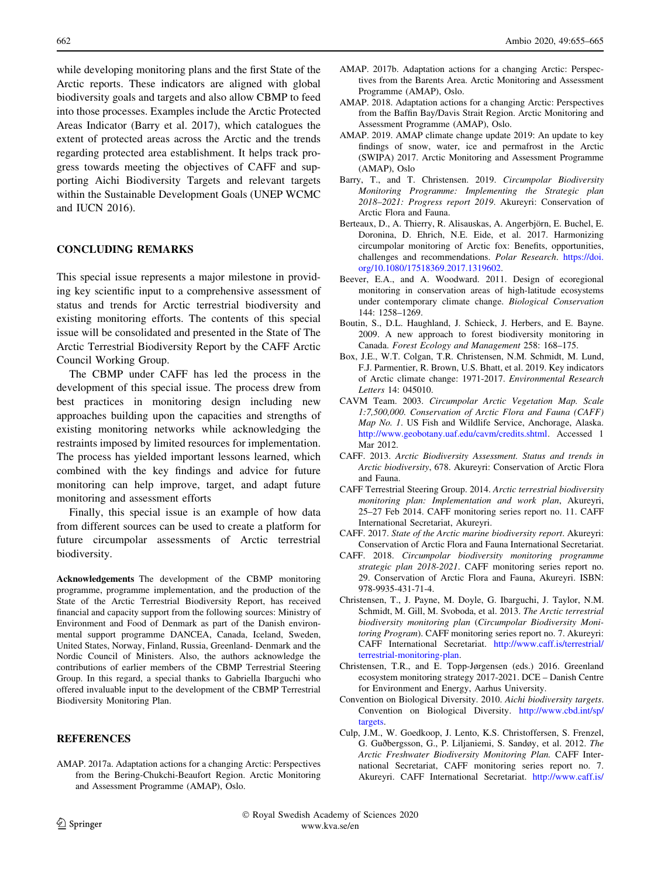while developing monitoring plans and the first State of the Arctic reports. These indicators are aligned with global biodiversity goals and targets and also allow CBMP to feed into those processes. Examples include the Arctic Protected Areas Indicator (Barry et al. 2017), which catalogues the extent of protected areas across the Arctic and the trends regarding protected area establishment. It helps track progress towards meeting the objectives of CAFF and supporting Aichi Biodiversity Targets and relevant targets within the Sustainable Development Goals (UNEP WCMC and IUCN 2016).

## CONCLUDING REMARKS

This special issue represents a major milestone in providing key scientific input to a comprehensive assessment of status and trends for Arctic terrestrial biodiversity and existing monitoring efforts. The contents of this special issue will be consolidated and presented in the State of The Arctic Terrestrial Biodiversity Report by the CAFF Arctic Council Working Group.

The CBMP under CAFF has led the process in the development of this special issue. The process drew from best practices in monitoring design including new approaches building upon the capacities and strengths of existing monitoring networks while acknowledging the restraints imposed by limited resources for implementation. The process has yielded important lessons learned, which combined with the key findings and advice for future monitoring can help improve, target, and adapt future monitoring and assessment efforts

Finally, this special issue is an example of how data from different sources can be used to create a platform for future circumpolar assessments of Arctic terrestrial biodiversity.

**Acknowledgements** The development of the CBMP monitoring programme, programme implementation, and the production of the State of the Arctic Terrestrial Biodiversity Report, has received financial and capacity support from the following sources: Ministry of Environment and Food of Denmark as part of the Danish environmental support programme DANCEA, Canada, Iceland, Sweden, United States, Norway, Finland, Russia, Greenland- Denmark and the Nordic Council of Ministers. Also, the authors acknowledge the contributions of earlier members of the CBMP Terrestrial Steering Group. In this regard, a special thanks to Gabriella Ibarguchi who offered invaluable input to the development of the CBMP Terrestrial Biodiversity Monitoring Plan.

## REFERENCES

AMAP. 2017a. Adaptation actions for a changing Arctic: Perspectives from the Bering-Chukchi-Beaufort Region. Arctic Monitoring and Assessment Programme (AMAP), Oslo.

AMAP. 2017b. Adaptation actions for a changing Arctic: Perspectives from the Barents Area. Arctic Monitoring and Assessment Programme (AMAP), Oslo.

AMAP. 2018. Adaptation actions for a changing Arctic: Perspectives from the Baffin Bay/Davis Strait Region. Arctic Monitoring and Assessment Programme (AMAP), Oslo.

AMAP. 2019. AMAP climate change update 2019: An update to key findings of snow, water, ice and permafrost in the Arctic (SWIPA) 2017. Arctic Monitoring and Assessment Programme (AMAP), Oslo

Barry, T., and T. Christensen. 2019. *Circumpolar Biodiversity Monitoring Programme: Implementing the Strategic plan 2018–2021: Progress report 2019*. Akureyri: Conservation of Arctic Flora and Fauna.

Berteaux, D., A. Thierry, R. Alisauskas, A. Angerbjörn, E. Buchel, E. Doronina, D. Ehrich, N.E. Eide, et al. 2017. Harmonizing circumpolar monitoring of Arctic fox: Benefits, opportunities, challenges and recommendations. *Polar Research*. https://doi.org/10.1080/17518369.2017.1319602.

Beever, E.A., and A. Woodward. 2011. Design of ecoregional monitoring in conservation areas of high-latitude ecosystems under contemporary climate change. *Biological Conservation* 144: 1258–1269.

Boutin, S., D.L. Haughland, J. Schieck, J. Herbers, and E. Bayne. 2009. A new approach to forest biodiversity monitoring in Canada. *Forest Ecology and Management* 258: 168–175.

Box, J.E., W.T. Colgan, T.R. Christensen, N.M. Schmidt, M. Lund, F.J. Parmentier, R. Brown, U.S. Bhatt, et al. 2019. Key indicators of Arctic climate change: 1971-2017. *Environmental Research Letters* 14: 045010.

CAVM Team. 2003. *Circumpolar Arctic Vegetation Map. Scale 1:7,500,000. Conservation of Arctic Flora and Fauna (CAFF) Map No. 1*. US Fish and Wildlife Service, Anchorage, Alaska. http://www.geobotany.uaf.edu/cavm/credits.shtml. Accessed 1 Mar 2012.

CAFF. 2013. *Arctic Biodiversity Assessment. Status and trends in Arctic biodiversity*, 678. Akureyri: Conservation of Arctic Flora and Fauna.

CAFF Terrestrial Steering Group. 2014. *Arctic terrestrial biodiversity monitoring plan: Implementation and work plan*, Akureyri, 25–27 Feb 2014. CAFF monitoring series report no. 11. CAFF International Secretariat, Akureyri.

CAFF. 2017. *State of the Arctic marine biodiversity report*. Akureyri: Conservation of Arctic Flora and Fauna International Secretariat.

CAFF. 2018. *Circumpolar biodiversity monitoring programme strategic plan 2018-2021*. CAFF monitoring series report no. 29. Conservation of Arctic Flora and Fauna, Akureyri. ISBN: 978-9935-431-71-4.

Christensen, T., J. Payne, M. Doyle, G. Ibarguchi, J. Taylor, N.M. Schmidt, M. Gill, M. Svoboda, et al. 2013. *The Arctic terrestrial biodiversity monitoring plan* (*Circumpolar Biodiversity Monitoring Program*). CAFF monitoring series report no. 7. Akureyri: CAFF International Secretariat. http://www.caff.is/terrestrial/terrestrial-monitoring-plan.

Christensen, T.R., and E. Topp-Jørgensen (eds.) 2016. Greenland ecosystem monitoring strategy 2017-2021. DCE – Danish Centre for Environment and Energy, Aarhus University.

Convention on Biological Diversity. 2010. *Aichi biodiversity targets*. Convention on Biological Diversity. http://www.cbd.int/sp/targets.

Culp, J.M., W. Goedkoop, J. Lento, K.S. Christoffersen, S. Frenzel, G. Guðbergsson, G., P. Liljaniemi, S. Sandøy, et al. 2012. *The Arctic Freshwater Biodiversity Monitoring Plan*. CAFF International Secretariat, CAFF monitoring series report no. 7. Akureyri. CAFF International Secretariat. http://www.caff.is/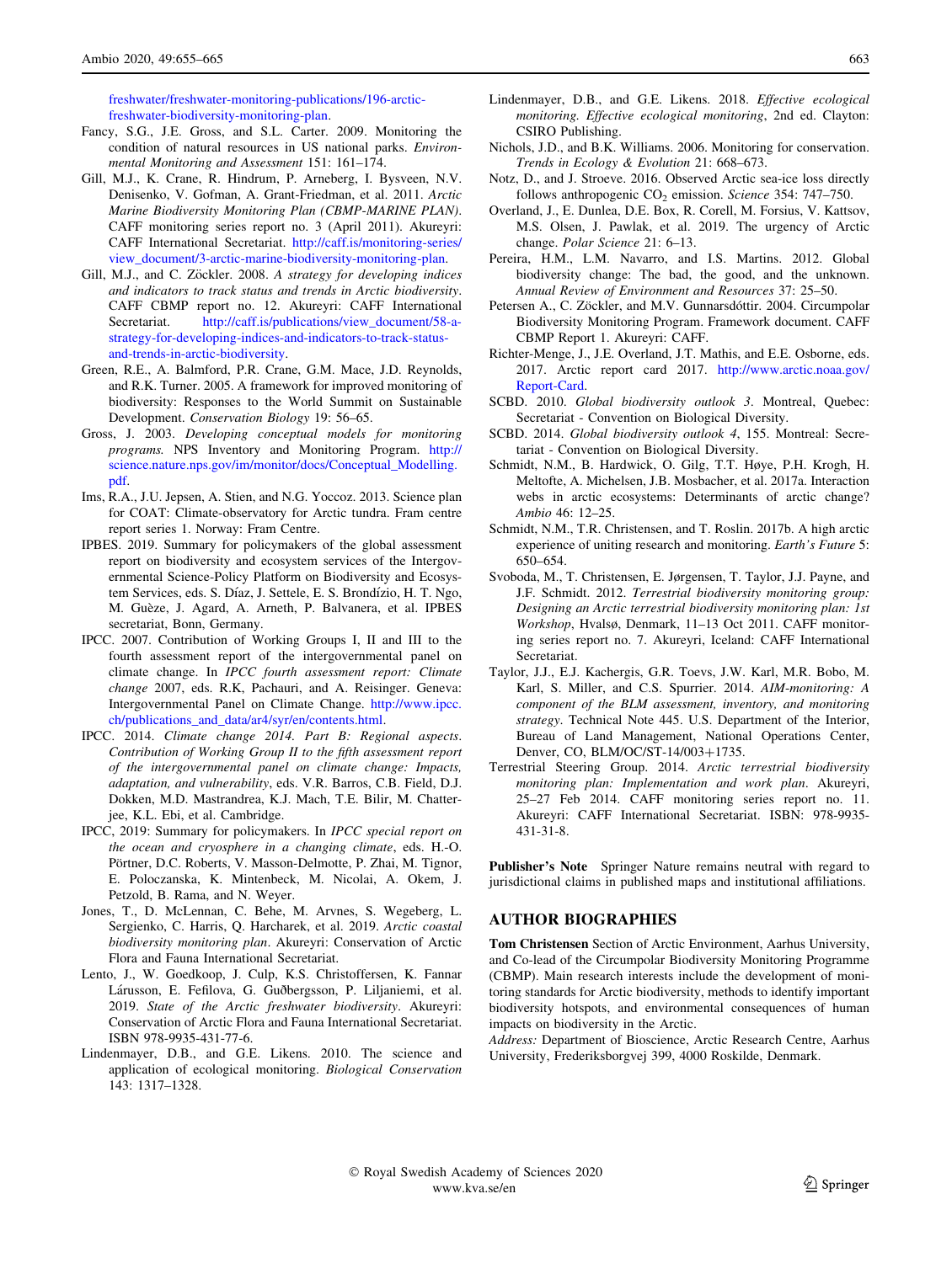freshwater/freshwater-monitoring-publications/196-arctic-freshwater-biodiversity-monitoring-plan.

Fancy, S.G., J.E. Gross, and S.L. Carter. 2009. Monitoring the condition of natural resources in US national parks. *Environmental Monitoring and Assessment* 151: 161–174.

Gill, M.J., K. Crane, R. Hindrum, P. Arneberg, I. Bysveen, N.V. Denisenko, V. Gofman, A. Grant-Friedman, et al. 2011. *Arctic Marine Biodiversity Monitoring Plan (CBMP-MARINE PLAN)*. CAFF monitoring series report no. 3 (April 2011). Akureyri: CAFF International Secretariat. http://caff.is/monitoring-series/view_document/3-arctic-marine-biodiversity-monitoring-plan.

Gill, M.J., and C. Zöckler. 2008. *A strategy for developing indices and indicators to track status and trends in Arctic biodiversity*. CAFF CBMP report no. 12. Akureyri: CAFF International Secretariat. http://caff.is/publications/view_document/58-a-strategy-for-developing-indices-and-indicators-to-track-status-and-trends-in-arctic-biodiversity.

Green, R.E., A. Balmford, P.R. Crane, G.M. Mace, J.D. Reynolds, and R.K. Turner. 2005. A framework for improved monitoring of biodiversity: Responses to the World Summit on Sustainable Development. *Conservation Biology* 19: 56–65.

Gross, J. 2003. *Developing conceptual models for monitoring programs*. NPS Inventory and Monitoring Program. http://science.nature.nps.gov/im/monitor/docs/Conceptual_Modelling.pdf.

Ims, R.A., J.U. Jepsen, A. Stien, and N.G. Yoccoz. 2013. Science plan for COAT: Climate-observatory for Arctic tundra. Fram centre report series 1. Norway: Fram Centre.

IPBES. 2019. Summary for policymakers of the global assessment report on biodiversity and ecosystem services of the Intergovernmental Science-Policy Platform on Biodiversity and Ecosystem Services, eds. S. Díaz, J. Settele, E. S. Brondízio, H. T. Ngo, M. Guèze, J. Agard, A. Arneth, P. Balvanera, et al. IPBES secretariat, Bonn, Germany.

IPCC. 2007. Contribution of Working Groups I, II and III to the fourth assessment report of the intergovernmental panel on climate change. In *IPCC fourth assessment report: Climate change* 2007, eds. R.K, Pachauri, and A. Reisinger. Geneva: Intergovernmental Panel on Climate Change. http://www.ipcc.ch/publications_and_data/ar4/syr/en/contents.html.

IPCC. 2014. *Climate change 2014. Part B: Regional aspects. Contribution of Working Group II to the fifth assessment report of the intergovernmental panel on climate change: Impacts, adaptation, and vulnerability*, eds. V.R. Barros, C.B. Field, D.J. Dokken, M.D. Mastrandrea, K.J. Mach, T.E. Bilir, M. Chatterjee, K.L. Ebi, et al. Cambridge.

IPCC, 2019: Summary for policymakers. In *IPCC special report on the ocean and cryosphere in a changing climate*, eds. H.-O. Pörtner, D.C. Roberts, V. Masson-Delmotte, P. Zhai, M. Tignor, E. Poloczanska, K. Mintenbeck, M. Nicolai, A. Okem, J. Petzold, B. Rama, and N. Weyer.

Jones, T., D. McLennan, C. Behe, M. Arvnes, S. Wegeberg, L. Sergienko, C. Harris, Q. Harcharek, et al. 2019. *Arctic coastal biodiversity monitoring plan*. Akureyri: Conservation of Arctic Flora and Fauna International Secretariat.

Lento, J., W. Goedkoop, J. Culp, K.S. Christoffersen, K. Fannar Lárusson, E. Fefilova, G. Guðbergsson, P. Liljaniemi, et al. 2019. *State of the Arctic freshwater biodiversity*. Akureyri: Conservation of Arctic Flora and Fauna International Secretariat. ISBN 978-9935-431-77-6.

Lindenmayer, D.B., and G.E. Likens. 2010. The science and application of ecological monitoring. *Biological Conservation* 143: 1317–1328.

Lindenmayer, D.B., and G.E. Likens. 2018. *Effective ecological monitoring. Effective ecological monitoring*, 2nd ed. Clayton: CSIRO Publishing.

Nichols, J.D., and B.K. Williams. 2006. Monitoring for conservation. *Trends in Ecology & Evolution* 21: 668–673.

Notz, D., and J. Stroeve. 2016. Observed Arctic sea-ice loss directly follows anthropogenic $CO_2$ emission. *Science* 354: 747–750.

Overland, J., E. Dunlea, D.E. Box, R. Corell, M. Forsius, V. Kattsov, M.S. Olsen, J. Pawlak, et al. 2019. The urgency of Arctic change. *Polar Science* 21: 6–13.

Pereira, H.M., L.M. Navarro, and I.S. Martins. 2012. Global biodiversity change: The bad, the good, and the unknown. *Annual Review of Environment and Resources* 37: 25–50.

Petersen A., C. Zöckler, and M.V. Gunnarsdóttir. 2004. Circumpolar Biodiversity Monitoring Program. Framework document. CAFF CBMP Report 1. Akureyri: CAFF.

Richter-Menge, J., J.E. Overland, J.T. Mathis, and E.E. Osborne, eds. 2017. Arctic report card 2017. http://www.arctic.noaa.gov/Report-Card.

SCBD. 2010. *Global biodiversity outlook 3*. Montreal, Quebec: Secretariat - Convention on Biological Diversity.

SCBD. 2014. *Global biodiversity outlook 4*, 155. Montreal: Secretariat - Convention on Biological Diversity.

Schmidt, N.M., B. Hardwick, O. Gilg, T.T. Høye, P.H. Krogh, H. Meltofte, A. Michelsen, J.B. Mosbacher, et al. 2017a. Interaction webs in arctic ecosystems: Determinants of arctic change? *Ambio* 46: 12–25.

Schmidt, N.M., T.R. Christensen, and T. Roslin. 2017b. A high arctic experience of uniting research and monitoring. *Earth's Future* 5: 650–654.

Svoboda, M., T. Christensen, E. Jørgensen, T. Taylor, J.J. Payne, and J.F. Schmidt. 2012. *Terrestrial biodiversity monitoring group: Designing an Arctic terrestrial biodiversity monitoring plan: 1st Workshop*, Hvalsø, Denmark, 11–13 Oct 2011. CAFF monitoring series report no. 7. Akureyri, Iceland: CAFF International Secretariat.

Taylor, J.J., E.J. Kachergis, G.R. Toevs, J.W. Karl, M.R. Bobo, M. Karl, S. Miller, and C.S. Spurrier. 2014. *AIM-monitoring: A component of the BLM assessment, inventory, and monitoring strategy*. Technical Note 445. U.S. Department of the Interior, Bureau of Land Management, National Operations Center, Denver, CO, BLM/OC/ST-14/003+1735.

Terrestrial Steering Group. 2014. *Arctic terrestrial biodiversity monitoring plan: Implementation and work plan*. Akureyri, 25–27 Feb 2014. CAFF monitoring series report no. 11. Akureyri: CAFF International Secretariat. ISBN: 978-9935-431-31-8.

**Publisher's Note** Springer Nature remains neutral with regard to jurisdictional claims in published maps and institutional affiliations.

## AUTHOR BIOGRAPHIES

**Tom Christensen** Section of Arctic Environment, Aarhus University, and Co-lead of the Circumpolar Biodiversity Monitoring Programme (CBMP). Main research interests include the development of monitoring standards for Arctic biodiversity, methods to identify important biodiversity hotspots, and environmental consequences of human impacts on biodiversity in the Arctic.

*Address:* Department of Bioscience, Arctic Research Centre, Aarhus University, Frederiksborgvej 399, 4000 Roskilde, Denmark.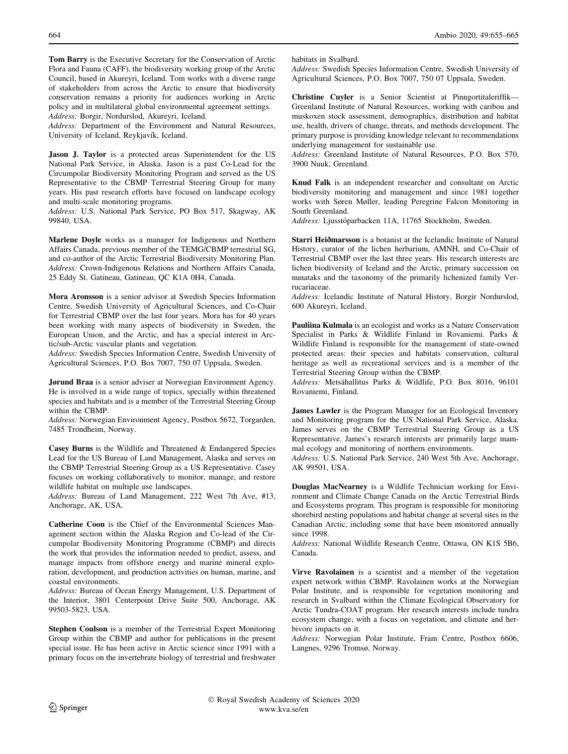**Tom Barry** is the Executive Secretary for the Conservation of Arctic Flora and Fauna (CAFF), the biodiversity working group of the Arctic Council, based in Akureyri, Iceland. Tom works with a diverse range of stakeholders from across the Arctic to ensure that biodiversity conservation remains a priority for audiences working in Arctic policy and in multilateral global environmental agreement settings.
*Address:* Borgir, Nordurslod, Akureyri, Iceland.
*Address:* Department of the Environment and Natural Resources, University of Iceland, Reykjavík, Iceland.

**Jason J. Taylor** is a protected areas Superintendent for the US National Park Service, in Alaska. Jason is a past Co-Lead for the Circumpolar Biodiversity Monitoring Program and served as the US Representative to the CBMP Terrestrial Steering Group for many years. His past research efforts have focused on landscape ecology and multi-scale monitoring programs.
*Address:* U.S. National Park Service, PO Box 517, Skagway, AK 99840, USA.

**Marlene Doyle** works as a manager for Indigenous and Northern Affairs Canada, previous member of the TEMG/CBMP terrestrial SG, and co-author of the Arctic Terrestrial Biodiversity Monitoring Plan.
*Address:* Crown-Indigenous Relations and Northern Affairs Canada, 25 Eddy St. Gatineau, Gatineau, QC K1A 0H4, Canada.

**Mora Aronsson** is a senior advisor at Swedish Species Information Centre, Swedish University of Agricultural Sciences, and Co-Chair for Terrestrial CBMP over the last four years. Mora has for 40 years been working with many aspects of biodiversity in Sweden, the European Union, and the Arctic, and has a special interest in Arctic/sub-Arctic vascular plants and vegetation.
*Address:* Swedish Species Information Centre, Swedish University of Agricultural Sciences, P.O. Box 7007, 750 07 Uppsala, Sweden.

**Jørund Braa** is a senior adviser at Norwegian Environment Agency. He is involved in a wide range of topics, specially within threatened species and habitats and is a member of the Terrestrial Steering Group within the CBMP.
*Address:* Norwegian Environment Agency, Postbox 5672, Torgarden, 7485 Trondheim, Norway.

**Casey Burns** is the Wildlife and Threatened & Endangered Species Lead for the US Bureau of Land Management, Alaska and serves on the CBMP Terrestrial Steering Group as a US Representative. Casey focuses on working collaboratively to monitor, manage, and restore wildlife habitat on multiple use landscapes.
*Address:* Bureau of Land Management, 222 West 7th Ave, #13, Anchorage, AK, USA.

**Catherine Coon** is the Chief of the Environmental Sciences Management section within the Alaska Region and Co-lead of the Circumpolar Biodiversity Monitoring Programme (CBMP) and directs the work that provides the information needed to predict, assess, and manage impacts from offshore energy and marine mineral exploration, development, and production activities on human, marine, and coastal environments.
*Address:* Bureau of Ocean Energy Management, U.S. Department of the Interior, 3801 Centerpoint Drive Suite 500, Anchorage, AK 99503-5823, USA.

**Stephen Coulson** is a member of the Terrestrial Expert Monitoring Group within the CBMP and author for publications in the present special issue. He has been active in Arctic science since 1991 with a primary focus on the invertebrate biology of terrestrial and freshwater habitats in Svalbard.
*Address:* Swedish Species Information Centre, Swedish University of Agricultural Sciences, P.O. Box 7007, 750 07 Uppsala, Sweden.

**Christine Cuyler** is a Senior Scientist at Pinngortitaleriffik—Greenland Institute of Natural Resources, working with caribou and muskoxen stock assessment, demographics, distribution and habitat use, health, drivers of change, threats, and methods development. The primary purpose is providing knowledge relevant to recommendations underlying management for sustainable use.
*Address:* Greenland Institute of Natural Resources, P.O. Box 570, 3900 Nuuk, Greenland.

**Knud Falk** is an independent researcher and consultant on Arctic biodiversity monitoring and management and since 1981 together works with Søren Møller, leading Peregrine Falcon Monitoring in South Greenland.
*Address:* Ljusstöparbacken 11A, 11765 Stockholm, Sweden.

**Starri Heiðmarsson** is a botanist at the Icelandic Institute of Natural History, curator of the lichen herbarium, AMNH, and Co-Chair of Terrestrial CBMP over the last three years. His research interests are lichen biodiversity of Iceland and the Arctic, primary succession on nunataks and the taxonomy of the primarily lichenized family Verrucariaceae.
*Address:* Icelandic Institute of Natural History, Borgir Nordurslod, 600 Akureyri, Iceland.

**Pauliina Kulmala** is an ecologist and works as a Nature Conservation Specialist in Parks & Wildlife Finland in Rovaniemi. Parks & Wildlife Finland is responsible for the management of state-owned protected areas: their species and habitats conservation, cultural heritage as well as recreational services and is a member of the Terrestrial Steering Group within the CBMP.
*Address:* Metsähallitus Parks & Wildlife, P.O. Box 8016, 96101 Rovaniemi, Finland.

**James Lawler** is the Program Manager for an Ecological Inventory and Monitoring program for the US National Park Service, Alaska. James serves on the CBMP Terrestrial Steering Group as a US Representative. James's research interests are primarily large mammal ecology and monitoring of northern environments.
*Address:* U.S. National Park Service, 240 West 5th Ave, Anchorage, AK 99501, USA.

**Douglas MacNearney** is a Wildlife Technician working for Environment and Climate Change Canada on the Arctic Terrestrial Birds and Ecosystems program. This program is responsible for monitoring shorebird nesting populations and habitat change at several sites in the Canadian Arctic, including some that have been monitored annually since 1998.
*Address:* National Wildlife Research Centre, Ottawa, ON K1S 5B6, Canada.

**Virve Ravolainen** is a scientist and a member of the vegetation expert network within CBMP. Ravolainen works at the Norwegian Polar Institute, and is responsible for vegetation monitoring and research in Svalbard within the Climate Ecological Observatory for Arctic Tundra-COAT program. Her research interests include tundra ecosystem change, with a focus on vegetation, and climate and herbivore impacts on it.
*Address:* Norwegian Polar Institute, Fram Centre, Postbox 6606, Langnes, 9296 Tromsø, Norway.

© Royal Swedish Academy of Sciences 2020
www.kva.se/en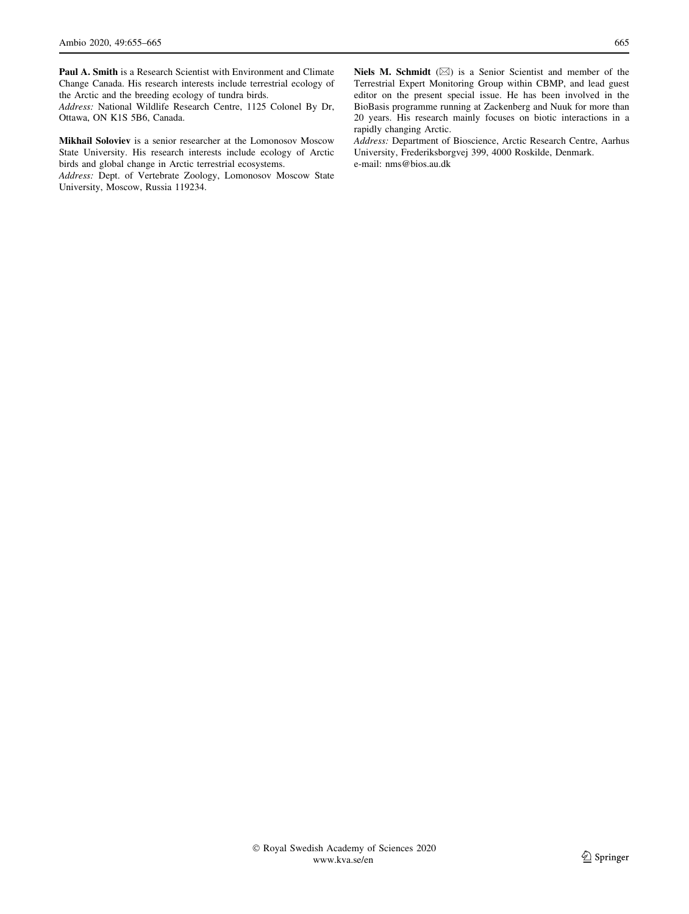**Paul A. Smith** is a Research Scientist with Environment and Climate Change Canada. His research interests include terrestrial ecology of the Arctic and the breeding ecology of tundra birds.
*Address:* National Wildlife Research Centre, 1125 Colonel By Dr, Ottawa, ON K1S 5B6, Canada.

**Mikhail Soloviev** is a senior researcher at the Lomonosov Moscow State University. His research interests include ecology of Arctic birds and global change in Arctic terrestrial ecosystems.
*Address:* Dept. of Vertebrate Zoology, Lomonosov Moscow State University, Moscow, Russia 119234.

**Niels M. Schmidt** (✉) is a Senior Scientist and member of the Terrestrial Expert Monitoring Group within CBMP, and lead guest editor on the present special issue. He has been involved in the BioBasis programme running at Zackenberg and Nuuk for more than 20 years. His research mainly focuses on biotic interactions in a rapidly changing Arctic.
*Address:* Department of Bioscience, Arctic Research Centre, Aarhus University, Frederiksborgvej 399, 4000 Roskilde, Denmark.
e-mail: nms@bios.au.dk